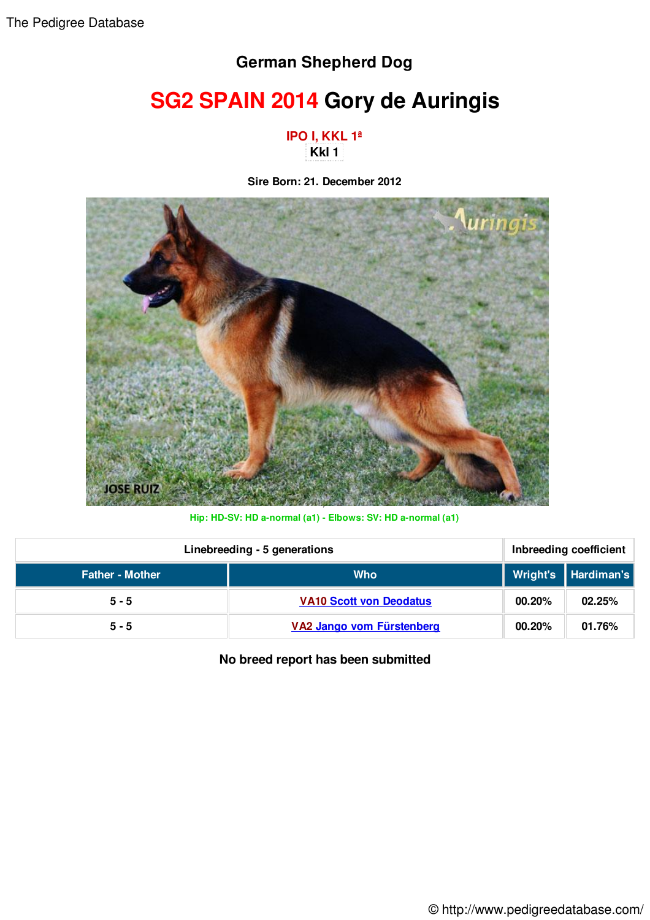German Shepherd Dog

# SG2 SPAIN 2014 Gory de Auringis

**IPO I, KKL 1ª**

**Kkl 1**

**Sire Born: 21. December 2012**

Hip: HD-SV: HD a-normal (a1) - Elbows: SV: HD a-normal (a1)

| Linebreeding - 5 generations | | Inbreeding coefficient | |
|---|---|---|---|
| **Father - Mother** | **Who** | **Wright's** | **Hardiman's** |
| 5 - 5 | VA10 Scott von Deodatus | 00.20% | 02.25% |
| 5 - 5 | VA2 Jango vom Fürstenberg | 00.20% | 01.76% |

**No breed report has been submitted**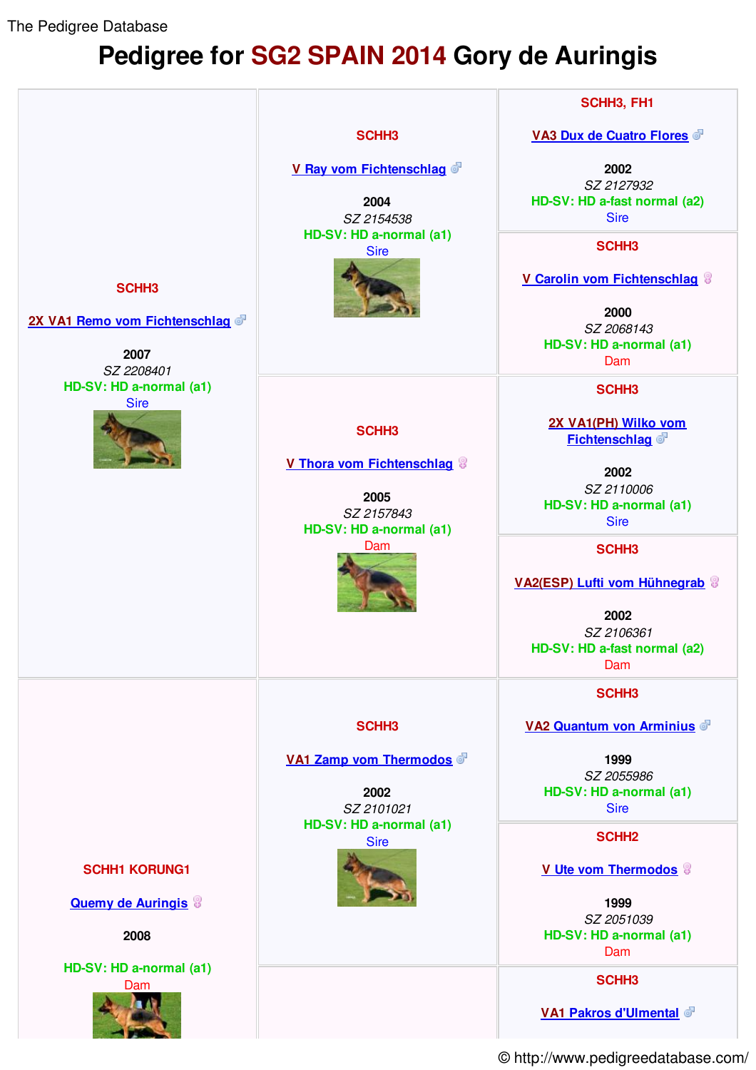The Pedigree Database

# Pedigree for SG2 SPAIN 2014 Gory de Auringis

| | | |
|---|---|---|
| SCHH3<br>2X VA1 Remo vom Fichtenschlag ♂<br>2007<br>*SZ 2208401*<br>HD-SV: HD a-normal (a1)<br>Sire | SCHH3<br>V Ray vom Fichtenschlag ♂<br>2004<br>*SZ 2154538*<br>HD-SV: HD a-normal (a1)<br>Sire | SCHH3, FH1<br>VA3 Dux de Cuatro Flores ♂<br>2002<br>*SZ 2127932*<br>HD-SV: HD a-fast normal (a2)<br>Sire |
| | | SCHH3<br>V Carolin vom Fichtenschlag ♀<br>2000<br>*SZ 2068143*<br>HD-SV: HD a-normal (a1)<br>Dam |
| | SCHH3<br>V Thora vom Fichtenschlag ♀<br>2005<br>*SZ 2157843*<br>HD-SV: HD a-normal (a1)<br>Dam | SCHH3<br>2X VA1(PH) Wilko vom Fichtenschlag ♂<br>2002<br>*SZ 2110006*<br>HD-SV: HD a-normal (a1)<br>Sire |
| | | SCHH3<br>VA2(ESP) Lufti vom Hühnegrab ♀<br>2002<br>*SZ 2106361*<br>HD-SV: HD a-fast normal (a2)<br>Dam |
| SCHH1 KORUNG1<br>Quemy de Auringis ♀<br>2008<br>HD-SV: HD a-normal (a1)<br>Dam | SCHH3<br>VA1 Zamp vom Thermodos ♂<br>2002<br>*SZ 2101021*<br>HD-SV: HD a-normal (a1)<br>Sire | SCHH3<br>VA2 Quantum von Arminius ♂<br>1999<br>*SZ 2055986*<br>HD-SV: HD a-normal (a1)<br>Sire |
| | | SCHH2<br>V Ute vom Thermodos ♀<br>1999<br>*SZ 2051039*<br>HD-SV: HD a-normal (a1)<br>Dam |
| | | SCHH3<br>VA1 Pakros d'Ulmental ♂ |

© http://www.pedigreedatabase.com/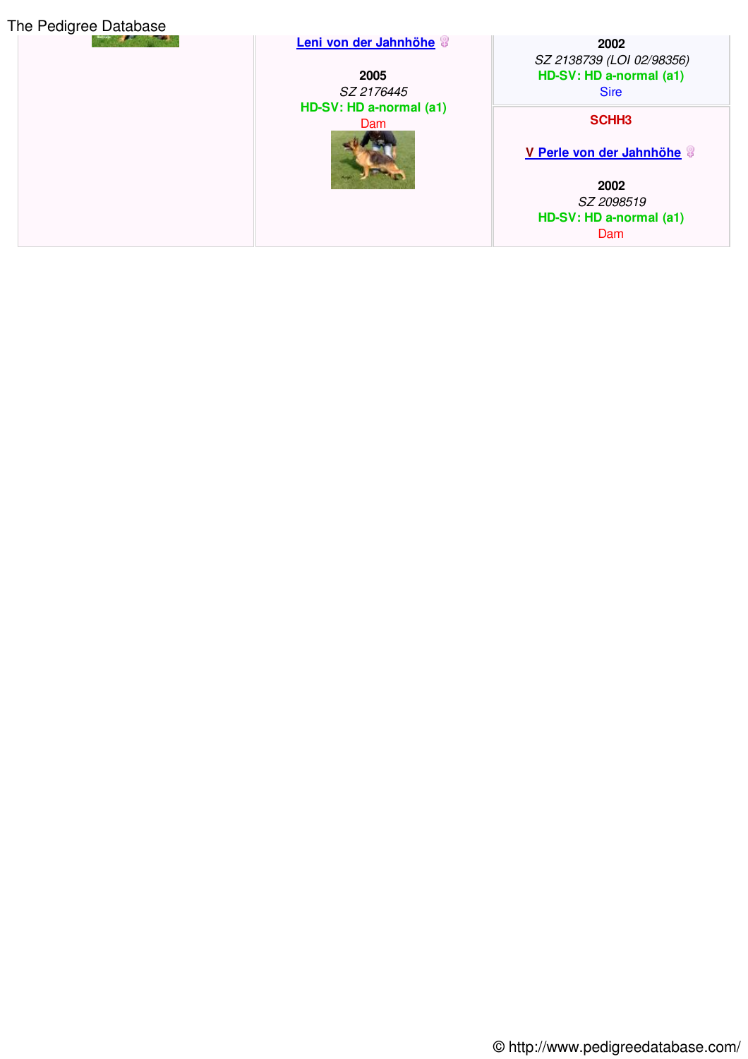| | | |
|---|---|---|
| | **Leni von der Jahnhöhe**<br><br>**2005**<br>*SZ 2176445*<br>**HD-SV: HD a-normal (a1)**<br>Dam | **2002**<br>*SZ 2138739 (LOI 02/98356)*<br>**HD-SV: HD a-normal (a1)**<br>Sire |
| | | **SCHH3**<br><br>**V Perle von der Jahnhöhe**<br><br>**2002**<br>*SZ 2098519*<br>**HD-SV: HD a-normal (a1)**<br>Dam |